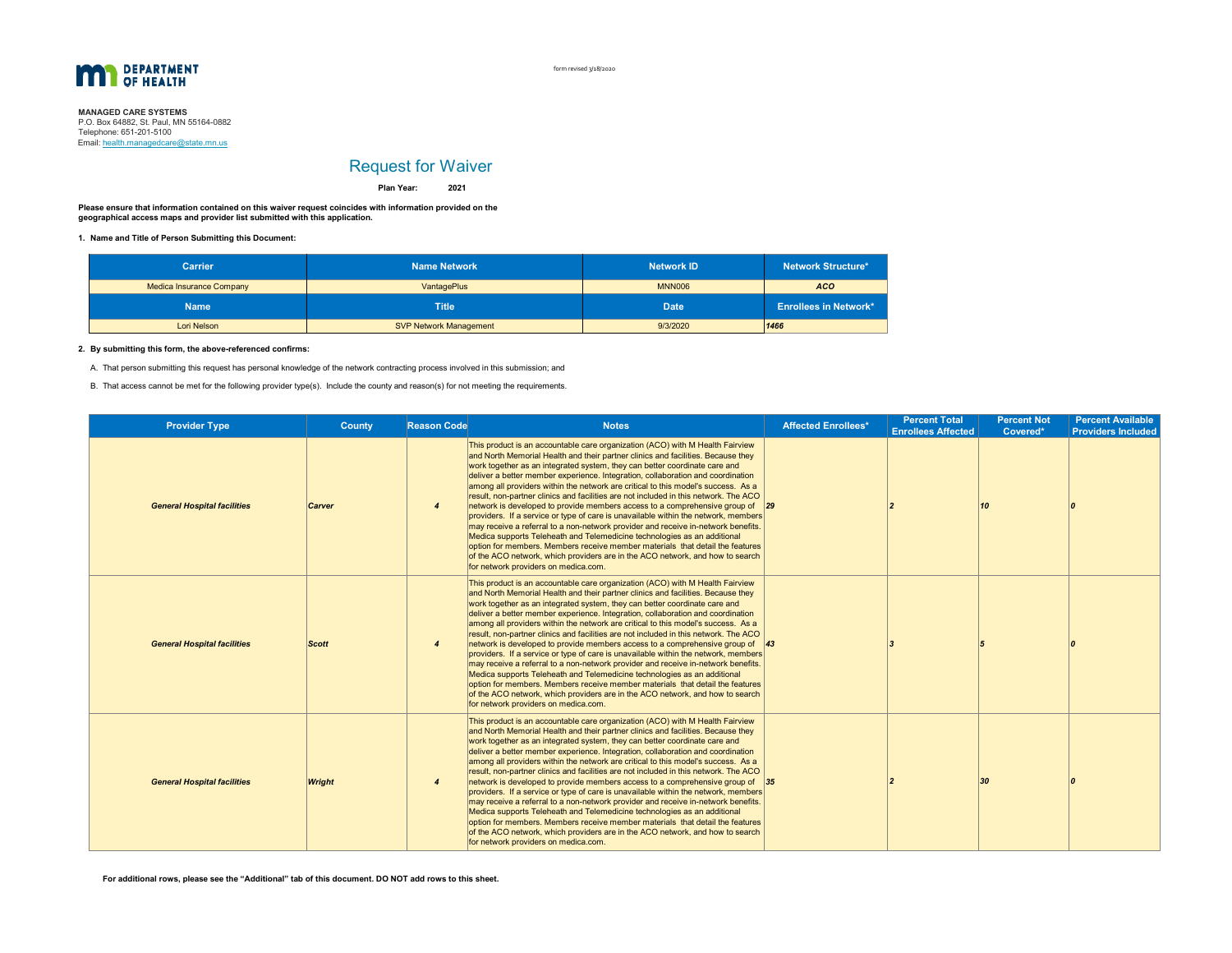**DEPARTMENT OF HEALTH**

form revised 3/18/2020

**MANAGED CARE SYSTEMS**
P.O. Box 64882, St. Paul, MN 55164-0882
Telephone: 651-201-5100
Email: health.managedcare@state.mn.us

# Request for Waiver

**Plan Year:** **2021**

**Please ensure that information contained on this waiver request coincides with information provided on the geographical access maps and provider list submitted with this application.**

**1. Name and Title of Person Submitting this Document:**

| Carrier | Name Network | Network ID | Network Structure* |
|---|---|---|---|
| Medica Insurance Company | VantagePlus | MNN006 | ***ACO*** |
| **Name** | **Title** | **Date** | **Enrollees in Network*** |
| Lori Nelson | SVP Network Management | 9/3/2020 | ***1466*** |

**2. By submitting this form, the above-referenced confirms:**

A. That person submitting this request has personal knowledge of the network contracting process involved in this submission; and

B. That access cannot be met for the following provider type(s). Include the county and reason(s) for not meeting the requirements.

| Provider Type | County | Reason Code | Notes | Affected Enrollees* | Percent Total Enrollees Affected | Percent Not Covered* | Percent Available Providers Included |
|---|---|---|---|---|---|---|---|
| ***General Hospital facilities*** | ***Carver*** | ***4*** | This product is an accountable care organization (ACO) with M Health Fairview and North Memorial Health and their partner clinics and facilities. Because they work together as an integrated system, they can better coordinate care and deliver a better member experience. Integration, collaboration and coordination among all providers within the network are critical to this model's success. As a result, non-partner clinics and facilities are not included in this network. The ACO network is developed to provide members access to a comprehensive group of providers. If a service or type of care is unavailable within the network, members may receive a referral to a non-network provider and receive in-network benefits. Medica supports Teleheath and Telemedicine technologies as an additional option for members. Members receive member materials that detail the features of the ACO network, which providers are in the ACO network, and how to search for network providers on medica.com. | ***29*** | ***2*** | ***10*** | ***0*** |
| ***General Hospital facilities*** | ***Scott*** | ***4*** | This product is an accountable care organization (ACO) with M Health Fairview and North Memorial Health and their partner clinics and facilities. Because they work together as an integrated system, they can better coordinate care and deliver a better member experience. Integration, collaboration and coordination among all providers within the network are critical to this model's success. As a result, non-partner clinics and facilities are not included in this network. The ACO network is developed to provide members access to a comprehensive group of providers. If a service or type of care is unavailable within the network, members may receive a referral to a non-network provider and receive in-network benefits. Medica supports Teleheath and Telemedicine technologies as an additional option for members. Members receive member materials that detail the features of the ACO network, which providers are in the ACO network, and how to search for network providers on medica.com. | ***43*** | ***3*** | ***5*** | ***0*** |
| ***General Hospital facilities*** | ***Wright*** | ***4*** | This product is an accountable care organization (ACO) with M Health Fairview and North Memorial Health and their partner clinics and facilities. Because they work together as an integrated system, they can better coordinate care and deliver a better member experience. Integration, collaboration and coordination among all providers within the network are critical to this model's success. As a result, non-partner clinics and facilities are not included in this network. The ACO network is developed to provide members access to a comprehensive group of providers. If a service or type of care is unavailable within the network, members may receive a referral to a non-network provider and receive in-network benefits. Medica supports Teleheath and Telemedicine technologies as an additional option for members. Members receive member materials that detail the features of the ACO network, which providers are in the ACO network, and how to search for network providers on medica.com. | ***35*** | ***2*** | ***30*** | ***0*** |

**For additional rows, please see the "Additional" tab of this document. DO NOT add rows to this sheet.**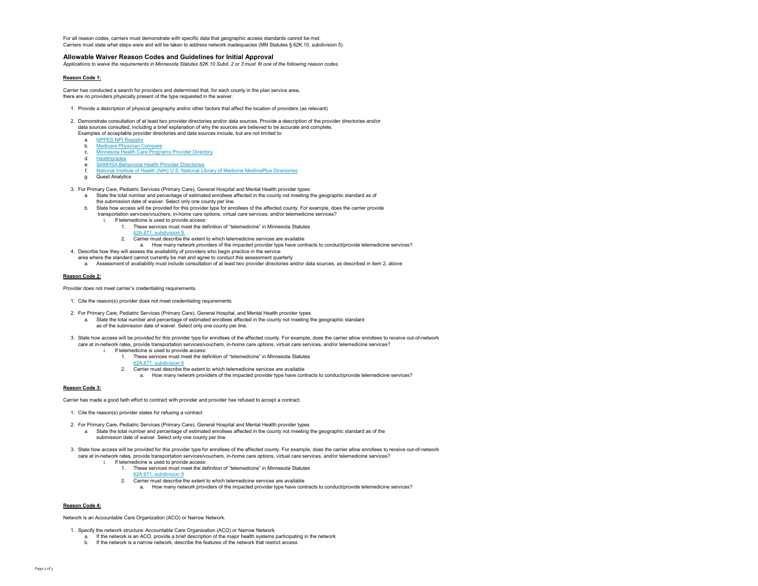For all reason codes, carriers must demonstrate with specific data that geographic access standards cannot be met.
Carriers must state what steps were and will be taken to address network inadequacies (MN Statutes § 62K.10, subdivision 5).

## Allowable Waiver Reason Codes and Guidelines for Initial Approval

*Applications to waive the requirements in Minnesota Statutes 62K.10 Subd. 2 or 3 must fit one of the following reason codes.*

**Reason Code 1:**

Carrier has conducted a search for providers and determined that, for each county in the plan service area, there are no providers physically present of the type requested in the waiver.

1. Provide a description of physical geography and/or other factors that affect the location of providers (as relevant)
2. Demonstrate consultation of at least two provider directories and/or data sources. Provide a description of the provider directories and/or data sources consulted, including a brief explanation of why the sources are believed to be accurate and complete.
   Examples of acceptable provider directories and data sources include, but are not limited to:
   a. NPPES NPI Registry
   b. Medicare Physician Compare
   c. Minnesota Health Care Programs Provider Directory
   d. Healthgrades
   e. SAMHSA Behavioral Health Provider Directories
   f. National Institute of Health (NIH) U.S. National Library of Medicine MedlinePlus Directories
   g. Quest Analytics
3. For Primary Care, Pediatric Services (Primary Care), General Hospital and Mental Health provider types:
   a. State the total number and percentage of estimated enrollees affected in the county not meeting the geographic standard as of the submission date of waiver. Select only one county per line.
   b. State how access will be provided for this provider type for enrollees of the affected county. For example, does the carrier provide transportation services/vouchers, in-home care options, virtual care services, and/or telemedicine services?
      i. If telemedicine is used to provide access:
         1. These services must meet the definition of "telemedicine" in Minnesota Statutes 62A.671, subdivision 9.
         2. Carrier must describe the extent to which telemedicine services are available
            a. How many network providers of the impacted provider type have contracts to conduct/provide telemedicine services?
4. Describe how they will assess the availability of providers who begin practice in the service area where the standard cannot currently be met and agree to conduct this assessment quarterly
   a. Assessment of availability must include consultation of at least two provider directories and/or data sources, as described in item 2, above

**Reason Code 2:**

Provider does not meet carrier's credentialing requirements.

1. Cite the reason(s) provider does not meet credentialing requirements
2. For Primary Care, Pediatric Services (Primary Care), General Hospital, and Mental Health provider types
   a. State the total number and percentage of estimated enrollees affected in the county not meeting the geographic standard as of the submission date of waiver. Select only one county per line.
3. State how access will be provided for this provider type for enrollees of the affected county. For example, does the carrier allow enrollees to receive out-of-network care at in-network rates, provide transportation services/vouchers, in-home care options, virtual care services, and/or telemedicine services?
   i. If telemedicine is used to provide access:
      1. These services must meet the definition of "telemedicine" in Minnesota Statutes 62A.671, subdivision 9
      2. Carrier must describe the extent to which telemedicine services are available
         a. How many network providers of the impacted provider type have contracts to conduct/provide telemedicine services?

**Reason Code 3:**

Carrier has made a good faith effort to contract with provider and provider has refused to accept a contract.

1. Cite the reason(s) provider states for refusing a contract
2. For Primary Care, Pediatric Services (Primary Care), General Hospital and Mental Health provider types
   a. State the total number and percentage of estimated enrollees affected in the county not meeting the geographic standard as of the submission date of waiver. Select only one county per line.
3. State how access will be provided for this provider type for enrollees of the affected county. For example, does the carrier allow enrollees to receive out-of-network care at in-network rates, provide transportation services/vouchers, in-home care options, virtual care services, and/or telemedicine services?
   i. If telemedicine is used to provide access:
      1. These services must meet the definition of "telemedicine" in Minnesota Statutes 62A.671, subdivision 9
      2. Carrier must describe the extent to which telemedicine services are available
         a. How many network providers of the impacted provider type have contracts to conduct/provide telemedicine services?

**Reason Code 4:**

Network is an Accountable Care Organization (ACO) or Narrow Network.

1. Specify the network structure: Accountable Care Organization (ACO) or Narrow Network
   a. If the network is an ACO, provide a brief description of the major health systems participating in the network
   b. If the network is a narrow network, describe the features of the network that restrict access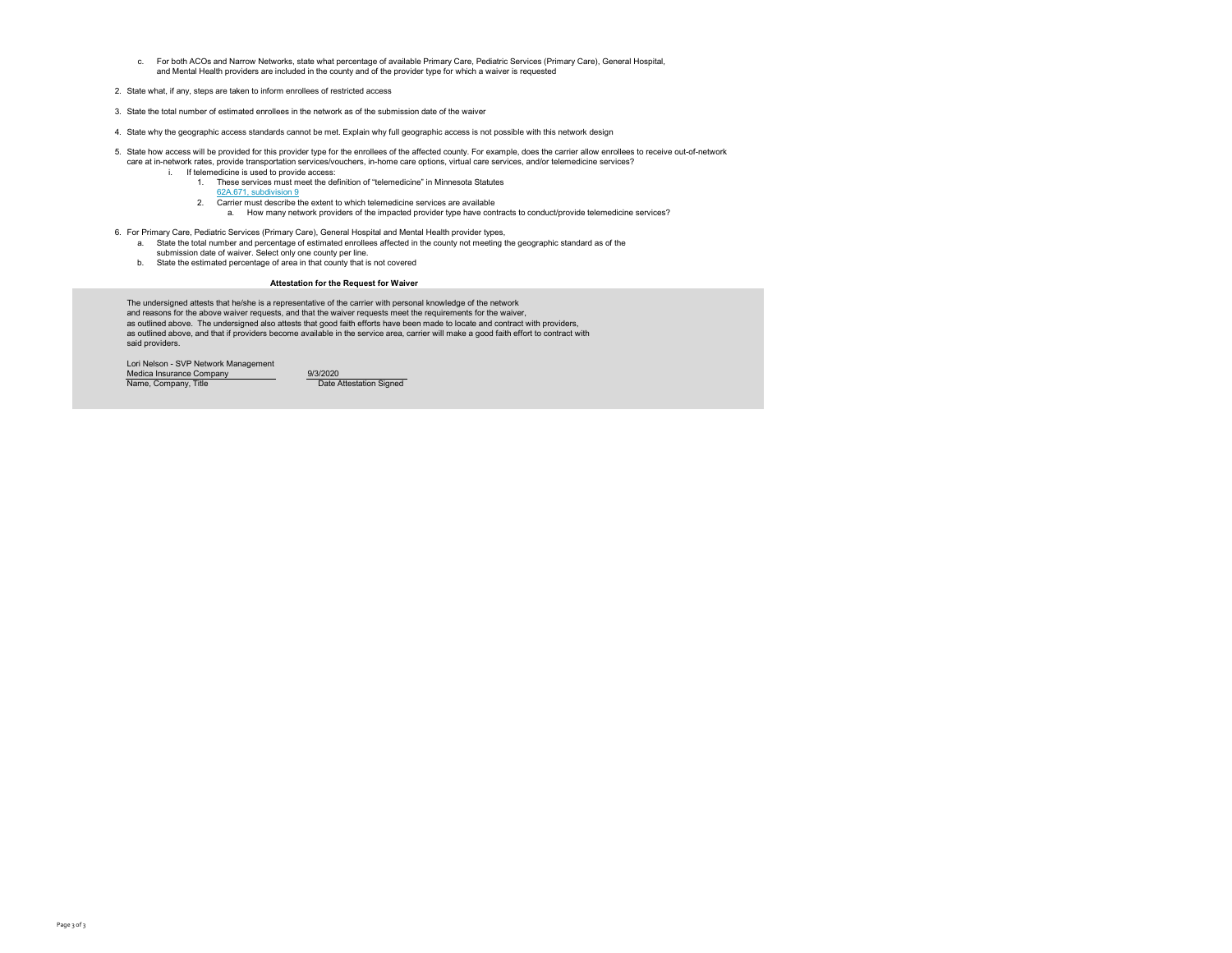c. For both ACOs and Narrow Networks, state what percentage of available Primary Care, Pediatric Services (Primary Care), General Hospital, and Mental Health providers are included in the county and of the provider type for which a waiver is requested

2. State what, if any, steps are taken to inform enrollees of restricted access

3. State the total number of estimated enrollees in the network as of the submission date of the waiver

4. State why the geographic access standards cannot be met. Explain why full geographic access is not possible with this network design

5. State how access will be provided for this provider type for the enrollees of the affected county. For example, does the carrier allow enrollees to receive out-of-network care at in-network rates, provide transportation services/vouchers, in-home care options, virtual care services, and/or telemedicine services?
   - i. If telemedicine is used to provide access:
     1. These services must meet the definition of "telemedicine" in Minnesota Statutes 62A.671, subdivision 9
     2. Carrier must describe the extent to which telemedicine services are available
        - a. How many network providers of the impacted provider type have contracts to conduct/provide telemedicine services?

6. For Primary Care, Pediatric Services (Primary Care), General Hospital and Mental Health provider types,
   - a. State the total number and percentage of estimated enrollees affected in the county not meeting the geographic standard as of the submission date of waiver. Select only one county per line.
   - b. State the estimated percentage of area in that county that is not covered

**Attestation for the Request for Waiver**

The undersigned attests that he/she is a representative of the carrier with personal knowledge of the network and reasons for the above waiver requests, and that the waiver requests meet the requirements for the waiver, as outlined above. The undersigned also attests that good faith efforts have been made to locate and contract with providers, as outlined above, and that if providers become available in the service area, carrier will make a good faith effort to contract with said providers.

Lori Nelson - SVP Network Management
Medica Insurance Company
Name, Company, Title

9/3/2020
Date Attestation Signed